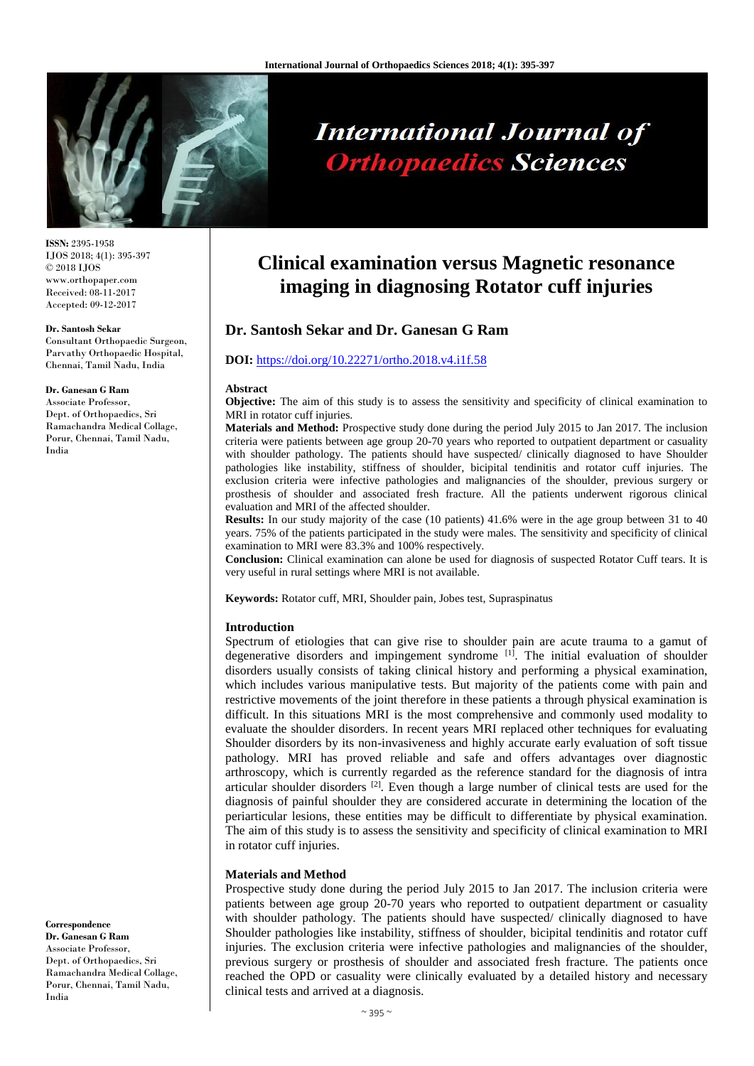# Clinical examination versus Magnetic resonance imaging in diagnosing Rotator cuff injuries

## Dr. Santosh Sekar and Dr. Ganesan G Ram

**DOI:** https://doi.org/10.22271/ortho.2018.v4.i1f.58

**ISSN:** 2395-1958
IJOS 2018; 4(1): 395-397
© 2018 IJOS
www.orthopaper.com
Received: 08-11-2017
Accepted: 09-12-2017

**Dr. Santosh Sekar**
Consultant Orthopaedic Surgeon, Parvathy Orthopaedic Hospital, Chennai, Tamil Nadu, India

**Dr. Ganesan G Ram**
Associate Professor, Dept. of Orthopaedics, Sri Ramachandra Medical Collage, Porur, Chennai, Tamil Nadu, India

**Correspondence**
**Dr. Ganesan G Ram**
Associate Professor, Dept. of Orthopaedics, Sri Ramachandra Medical Collage, Porur, Chennai, Tamil Nadu, India

### Abstract

**Objective:** The aim of this study is to assess the sensitivity and specificity of clinical examination to MRI in rotator cuff injuries.

**Materials and Method:** Prospective study done during the period July 2015 to Jan 2017. The inclusion criteria were patients between age group 20-70 years who reported to outpatient department or casuality with shoulder pathology. The patients should have suspected/ clinically diagnosed to have Shoulder pathologies like instability, stiffness of shoulder, bicipital tendinitis and rotator cuff injuries. The exclusion criteria were infective pathologies and malignancies of the shoulder, previous surgery or prosthesis of shoulder and associated fresh fracture. All the patients underwent rigorous clinical evaluation and MRI of the affected shoulder.

**Results:** In our study majority of the case (10 patients) 41.6% were in the age group between 31 to 40 years. 75% of the patients participated in the study were males. The sensitivity and specificity of clinical examination to MRI were 83.3% and 100% respectively.

**Conclusion:** Clinical examination can alone be used for diagnosis of suspected Rotator Cuff tears. It is very useful in rural settings where MRI is not available.

**Keywords:** Rotator cuff, MRI, Shoulder pain, Jobes test, Supraspinatus

### Introduction

Spectrum of etiologies that can give rise to shoulder pain are acute trauma to a gamut of degenerative disorders and impingement syndrome [1]. The initial evaluation of shoulder disorders usually consists of taking clinical history and performing a physical examination, which includes various manipulative tests. But majority of the patients come with pain and restrictive movements of the joint therefore in these patients a through physical examination is difficult. In this situations MRI is the most comprehensive and commonly used modality to evaluate the shoulder disorders. In recent years MRI replaced other techniques for evaluating Shoulder disorders by its non-invasiveness and highly accurate early evaluation of soft tissue pathology. MRI has proved reliable and safe and offers advantages over diagnostic arthroscopy, which is currently regarded as the reference standard for the diagnosis of intra articular shoulder disorders [2]. Even though a large number of clinical tests are used for the diagnosis of painful shoulder they are considered accurate in determining the location of the periarticular lesions, these entities may be difficult to differentiate by physical examination. The aim of this study is to assess the sensitivity and specificity of clinical examination to MRI in rotator cuff injuries.

### Materials and Method

Prospective study done during the period July 2015 to Jan 2017. The inclusion criteria were patients between age group 20-70 years who reported to outpatient department or casuality with shoulder pathology. The patients should have suspected/ clinically diagnosed to have Shoulder pathologies like instability, stiffness of shoulder, bicipital tendinitis and rotator cuff injuries. The exclusion criteria were infective pathologies and malignancies of the shoulder, previous surgery or prosthesis of shoulder and associated fresh fracture. The patients once reached the OPD or casuality were clinically evaluated by a detailed history and necessary clinical tests and arrived at a diagnosis.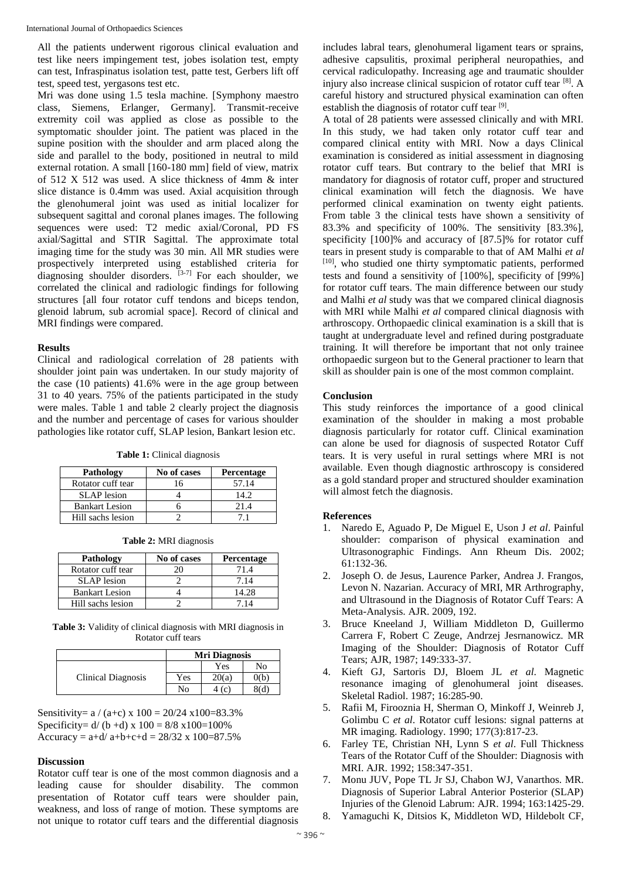All the patients underwent rigorous clinical evaluation and test like neers impingement test, jobes isolation test, empty can test, Infraspinatus isolation test, patte test, Gerbers lift off test, speed test, yergasons test etc.

Mri was done using 1.5 tesla machine. [Symphony maestro class, Siemens, Erlanger, Germany]. Transmit-receive extremity coil was applied as close as possible to the symptomatic shoulder joint. The patient was placed in the supine position with the shoulder and arm placed along the side and parallel to the body, positioned in neutral to mild external rotation. A small [160-180 mm] field of view, matrix of 512 X 512 was used. A slice thickness of 4mm & inter slice distance is 0.4mm was used. Axial acquisition through the glenohumeral joint was used as initial localizer for subsequent sagittal and coronal planes images. The following sequences were used: T2 medic axial/Coronal, PD FS axial/Sagittal and STIR Sagittal. The approximate total imaging time for the study was 30 min. All MR studies were prospectively interpreted using established criteria for diagnosing shoulder disorders. [3-7] For each shoulder, we correlated the clinical and radiologic findings for following structures [all four rotator cuff tendons and biceps tendon, glenoid labrum, sub acromial space]. Record of clinical and MRI findings were compared.

## Results

Clinical and radiological correlation of 28 patients with shoulder joint pain was undertaken. In our study majority of the case (10 patients) 41.6% were in the age group between 31 to 40 years. 75% of the patients participated in the study were males. Table 1 and table 2 clearly project the diagnosis and the number and percentage of cases for various shoulder pathologies like rotator cuff, SLAP lesion, Bankart lesion etc.

**Table 1:** Clinical diagnosis

| Pathology | No of cases | Percentage |
|---|---|---|
| Rotator cuff tear | 16 | 57.14 |
| SLAP lesion | 4 | 14.2 |
| Bankart Lesion | 6 | 21.4 |
| Hill sachs lesion | 2 | 7.1 |

**Table 2:** MRI diagnosis

| Pathology | No of cases | Percentage |
|---|---|---|
| Rotator cuff tear | 20 | 71.4 |
| SLAP lesion | 2 | 7.14 |
| Bankart Lesion | 4 | 14.28 |
| Hill sachs lesion | 2 | 7.14 |

**Table 3:** Validity of clinical diagnosis with MRI diagnosis in Rotator cuff tears

| | | Mri Diagnosis | |
|---|---|---|---|
| | | Yes | No |
| Clinical Diagnosis | Yes | 20(a) | 0(b) |
| | No | 4 (c) | 8(d) |

Sensitivity= a / (a+c) x 100 = 20/24 x100=83.3%
Specificity= d/ (b +d) x 100 = 8/8 x100=100%
Accuracy = a+d/ a+b+c+d = 28/32 x 100=87.5%

## Discussion

Rotator cuff tear is one of the most common diagnosis and a leading cause for shoulder disability. The common presentation of Rotator cuff tears were shoulder pain, weakness, and loss of range of motion. These symptoms are not unique to rotator cuff tears and the differential diagnosis includes labral tears, glenohumeral ligament tears or sprains, adhesive capsulitis, proximal peripheral neuropathies, and cervical radiculopathy. Increasing age and traumatic shoulder injury also increase clinical suspicion of rotator cuff tear [8]. A careful history and structured physical examination can often establish the diagnosis of rotator cuff tear [9].

A total of 28 patients were assessed clinically and with MRI. In this study, we had taken only rotator cuff tear and compared clinical entity with MRI. Now a days Clinical examination is considered as initial assessment in diagnosing rotator cuff tears. But contrary to the belief that MRI is mandatory for diagnosis of rotator cuff, proper and structured clinical examination will fetch the diagnosis. We have performed clinical examination on twenty eight patients. From table 3 the clinical tests have shown a sensitivity of 83.3% and specificity of 100%. The sensitivity [83.3%], specificity [100]% and accuracy of [87.5]% for rotator cuff tears in present study is comparable to that of AM Malhi *et al* [10], who studied one thirty symptomatic patients, performed tests and found a sensitivity of [100%], specificity of [99%] for rotator cuff tears. The main difference between our study and Malhi *et al* study was that we compared clinical diagnosis with MRI while Malhi *et al* compared clinical diagnosis with arthroscopy. Orthopaedic clinical examination is a skill that is taught at undergraduate level and refined during postgraduate training. It will therefore be important that not only trainee orthopaedic surgeon but to the General practioner to learn that skill as shoulder pain is one of the most common complaint.

## Conclusion

This study reinforces the importance of a good clinical examination of the shoulder in making a most probable diagnosis particularly for rotator cuff. Clinical examination can alone be used for diagnosis of suspected Rotator Cuff tears. It is very useful in rural settings where MRI is not available. Even though diagnostic arthroscopy is considered as a gold standard proper and structured shoulder examination will almost fetch the diagnosis.

## References

1. Naredo E, Aguado P, De Miguel E, Uson J *et al*. Painful shoulder: comparison of physical examination and Ultrasonographic Findings. Ann Rheum Dis. 2002; 61:132-36.
2. Joseph O. de Jesus, Laurence Parker, Andrea J. Frangos, Levon N. Nazarian. Accuracy of MRI, MR Arthrography, and Ultrasound in the Diagnosis of Rotator Cuff Tears: A Meta-Analysis. AJR. 2009, 192.
3. Bruce Kneeland J, William Middleton D, Guillermo Carrera F, Robert C Zeuge, Andrzej Jesrnanowicz. MR Imaging of the Shoulder: Diagnosis of Rotator Cuff Tears; AJR, 1987; 149:333-37.
4. Kieft GJ, Sartoris DJ, Bloem JL *et al*. Magnetic resonance imaging of glenohumeral joint diseases. Skeletal Radiol. 1987; 16:285-90.
5. Rafii M, Firooznia H, Sherman O, Minkoff J, Weinreb J, Golimbu C *et al*. Rotator cuff lesions: signal patterns at MR imaging. Radiology. 1990; 177(3):817-23.
6. Farley TE, Christian NH, Lynn S *et al*. Full Thickness Tears of the Rotator Cuff of the Shoulder: Diagnosis with MRI. AJR. 1992; 158:347-351.
7. Monu JUV, Pope TL Jr SJ, Chabon WJ, Vanarthos. MR. Diagnosis of Superior Labral Anterior Posterior (SLAP) Injuries of the Glenoid Labrum: AJR. 1994; 163:1425-29.
8. Yamaguchi K, Ditsios K, Middleton WD, Hildebolt CF,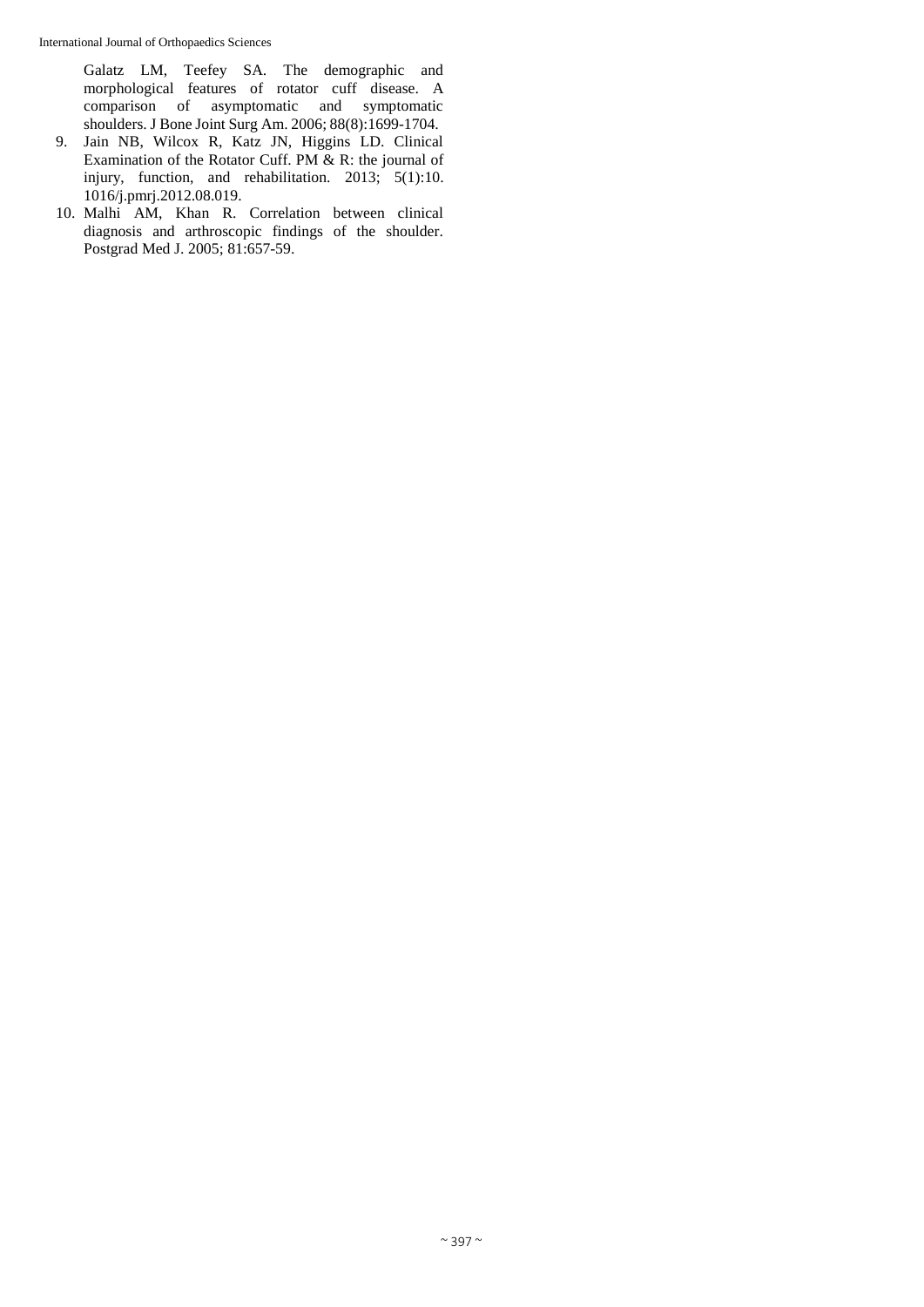Galatz LM, Teefey SA. The demographic and morphological features of rotator cuff disease. A comparison of asymptomatic and symptomatic shoulders. J Bone Joint Surg Am. 2006; 88(8):1699-1704.

9. Jain NB, Wilcox R, Katz JN, Higgins LD. Clinical Examination of the Rotator Cuff. PM & R: the journal of injury, function, and rehabilitation. 2013; 5(1):10. 1016/j.pmrj.2012.08.019.
10. Malhi AM, Khan R. Correlation between clinical diagnosis and arthroscopic findings of the shoulder. Postgrad Med J. 2005; 81:657-59.